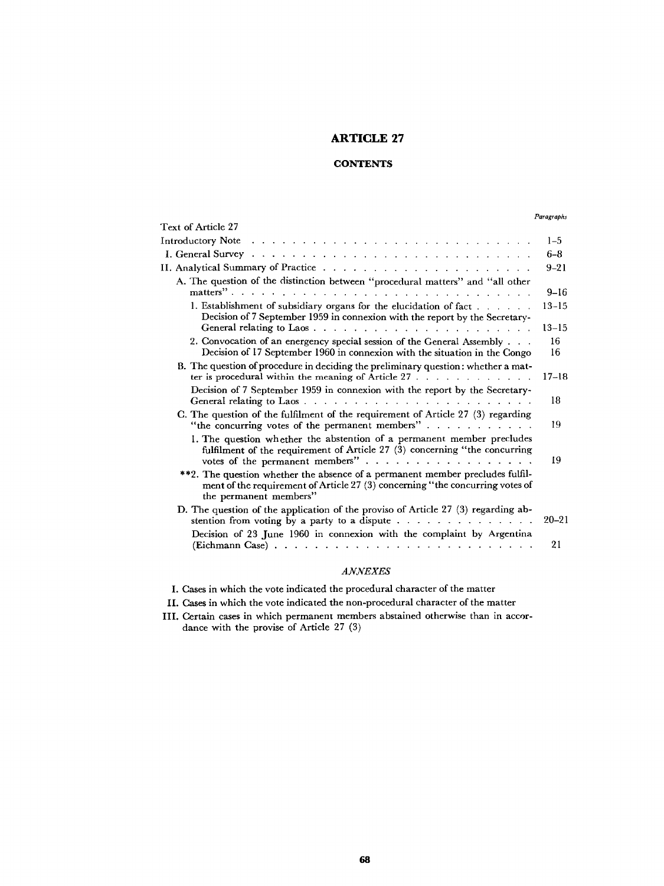# ARTICLE 27

## CONTENTS

| | *Paragraphs* |
|---|---|
| Text of Article 27 | |
| Introductory Note | 1–5 |
| I. General Survey | 6–8 |
| II. Analytical Summary of Practice | 9–21 |
| A. The question of the distinction between "procedural matters" and "all other matters" | 9–16 |
| 1. Establishment of subsidiary organs for the elucidation of fact | 13–15 |
| Decision of 7 September 1959 in connexion with the report by the Secretary-General relating to Laos | 13–15 |
| 2. Convocation of an emergency special session of the General Assembly | 16 |
| Decision of 17 September 1960 in connexion with the situation in the Congo | 16 |
| B. The question of procedure in deciding the preliminary question: whether a matter is procedural within the meaning of Article 27 | 17–18 |
| Decision of 7 September 1959 in connexion with the report by the Secretary-General relating to Laos | 18 |
| C. The question of the fulfilment of the requirement of Article 27 (3) regarding "the concurring votes of the permanent members" | 19 |
| 1. The question whether the abstention of a permanent member precludes fulfilment of the requirement of Article 27 (3) concerning "the concurring votes of the permanent members" | 19 |
| **2. The question whether the absence of a permanent member precludes fulfilment of the requirement of Article 27 (3) concerning "the concurring votes of the permanent members" | |
| D. The question of the application of the proviso of Article 27 (3) regarding abstention from voting by a party to a dispute | 20–21 |
| Decision of 23 June 1960 in connexion with the complaint by Argentina (Eichmann Case) | 21 |

### *ANNEXES*

I. Cases in which the vote indicated the procedural character of the matter

II. Cases in which the vote indicated the non-procedural character of the matter

III. Certain cases in which permanent members abstained otherwise than in accordance with the provise of Article 27 (3)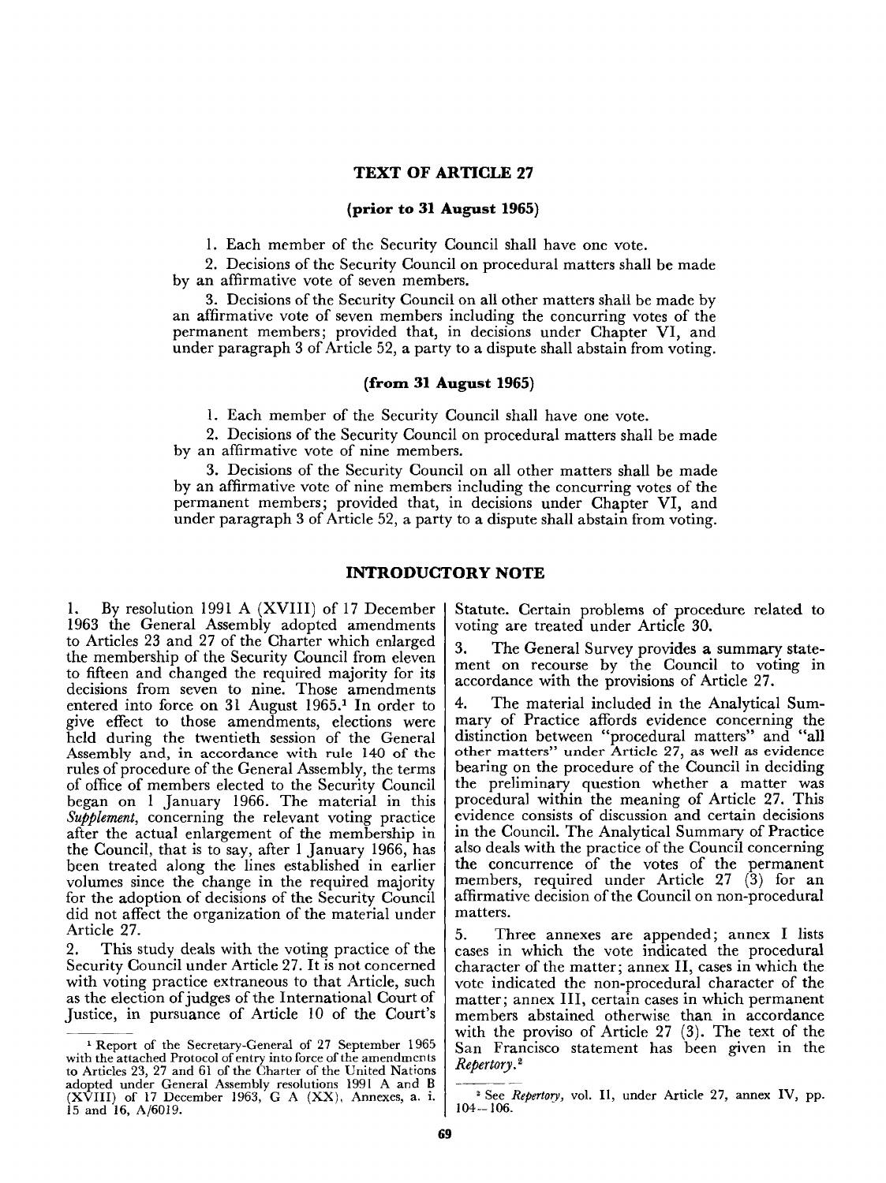## TEXT OF ARTICLE 27

### (prior to 31 August 1965)

1. Each member of the Security Council shall have one vote.

2. Decisions of the Security Council on procedural matters shall be made by an affirmative vote of seven members.

3. Decisions of the Security Council on all other matters shall be made by an affirmative vote of seven members including the concurring votes of the permanent members; provided that, in decisions under Chapter VI, and under paragraph 3 of Article 52, a party to a dispute shall abstain from voting.

### (from 31 August 1965)

1. Each member of the Security Council shall have one vote.

2. Decisions of the Security Council on procedural matters shall be made by an affirmative vote of nine members.

3. Decisions of the Security Council on all other matters shall be made by an affirmative vote of nine members including the concurring votes of the permanent members; provided that, in decisions under Chapter VI, and under paragraph 3 of Article 52, a party to a dispute shall abstain from voting.

## INTRODUCTORY NOTE

1. By resolution 1991 A (XVIII) of 17 December 1963 the General Assembly adopted amendments to Articles 23 and 27 of the Charter which enlarged the membership of the Security Council from eleven to fifteen and changed the required majority for its decisions from seven to nine. Those amendments entered into force on 31 August 1965.[1] In order to give effect to those amendments, elections were held during the twentieth session of the General Assembly and, in accordance with rule 140 of the rules of procedure of the General Assembly, the terms of office of members elected to the Security Council began on 1 January 1966. The material in this *Supplement*, concerning the relevant voting practice after the actual enlargement of the membership in the Council, that is to say, after 1 January 1966, has been treated along the lines established in earlier volumes since the change in the required majority for the adoption of decisions of the Security Council did not affect the organization of the material under Article 27.

2. This study deals with the voting practice of the Security Council under Article 27. It is not concerned with voting practice extraneous to that Article, such as the election of judges of the International Court of Justice, in pursuance of Article 10 of the Court's Statute. Certain problems of procedure related to voting are treated under Article 30.

3. The General Survey provides a summary statement on recourse by the Council to voting in accordance with the provisions of Article 27.

4. The material included in the Analytical Summary of Practice affords evidence concerning the distinction between "procedural matters" and "all other matters" under Article 27, as well as evidence bearing on the procedure of the Council in deciding the preliminary question whether a matter was procedural within the meaning of Article 27. This evidence consists of discussion and certain decisions in the Council. The Analytical Summary of Practice also deals with the practice of the Council concerning the concurrence of the votes of the permanent members, required under Article 27 (3) for an affirmative decision of the Council on non-procedural matters.

5. Three annexes are appended; annex I lists cases in which the vote indicated the procedural character of the matter; annex II, cases in which the vote indicated the non-procedural character of the matter; annex III, certain cases in which permanent members abstained otherwise than in accordance with the proviso of Article 27 (3). The text of the San Francisco statement has been given in the *Repertory*.[2]

---

[1] Report of the Secretary-General of 27 September 1965 with the attached Protocol of entry into force of the amendments to Articles 23, 27 and 61 of the Charter of the United Nations adopted under General Assembly resolutions 1991 A and B (XVIII) of 17 December 1963, G A (XX), Annexes, a. i. 15 and 16, A/6019.

[2] See *Repertory*, vol. II, under Article 27, annex IV, pp. 104–106.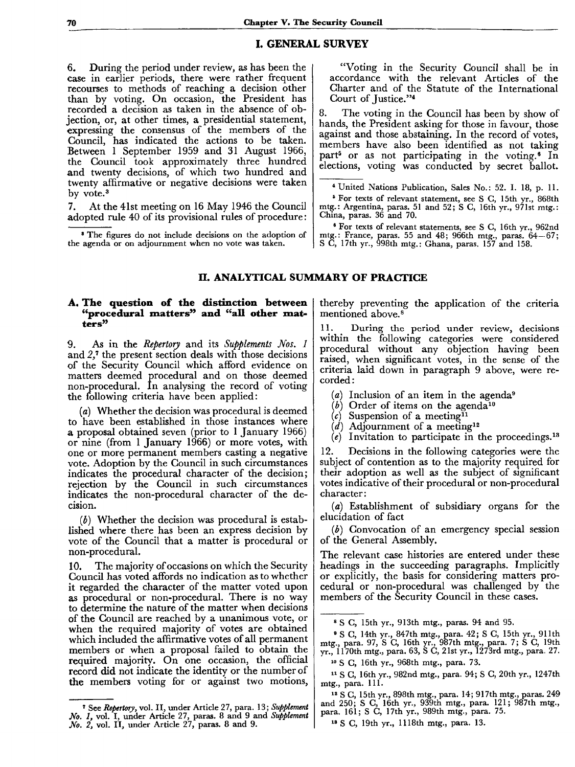## I. GENERAL SURVEY

6. During the period under review, as has been the case in earlier periods, there were rather frequent recourses to methods of reaching a decision other than by voting. On occasion, the President has recorded a decision as taken in the absence of objection, or, at other times, a presidential statement, expressing the consensus of the members of the Council, has indicated the actions to be taken. Between 1 September 1959 and 31 August 1966, the Council took approximately three hundred and twenty decisions, of which two hundred and twenty affirmative or negative decisions were taken by vote.[3]

7. At the 41st meeting on 16 May 1946 the Council adopted rule 40 of its provisional rules of procedure:

"Voting in the Security Council shall be in accordance with the relevant Articles of the Charter and of the Statute of the International Court of Justice."[4]

8. The voting in the Council has been by show of hands, the President asking for those in favour, those against and those abstaining. In the record of votes, members have also been identified as not taking part[5] or as not participating in the voting.[6] In elections, voting was conducted by secret ballot.

[3] The figures do not include decisions on the adoption of the agenda or on adjournment when no vote was taken.

[4] United Nations Publication, Sales No.: 52. I. 18, p. 11.

[5] For texts of relevant statement, see S C, 15th yr., 868th mtg.: Argentina, paras. 51 and 52; S C, 16th yr., 971st mtg.: China, paras. 36 and 70.

[6] For texts of relevant statements, see S C, 16th yr., 962nd mtg.: France, paras. 55 and 48; 966th mtg., paras. 64–67; S C, 17th yr., 998th mtg.: Ghana, paras. 157 and 158.

## II. ANALYTICAL SUMMARY OF PRACTICE

### A. The question of the distinction between "procedural matters" and "all other matters"

9. As in the *Repertory* and its *Supplements Nos. 1* and *2*,[7] the present section deals with those decisions of the Security Council which afford evidence on matters deemed procedural and on those deemed non-procedural. In analysing the record of voting the following criteria have been applied:

(*a*) Whether the decision was procedural is deemed to have been established in those instances where a proposal obtained seven (prior to 1 January 1966) or nine (from 1 January 1966) or more votes, with one or more permanent members casting a negative vote. Adoption by the Council in such circumstances indicates the procedural character of the decision; rejection by the Council in such circumstances indicates the non-procedural character of the decision.

(*b*) Whether the decision was procedural is established where there has been an express decision by vote of the Council that a matter is procedural or non-procedural.

10. The majority of occasions on which the Security Council has voted affords no indication as to whether it regarded the character of the matter voted upon as procedural or non-procedural. There is no way to determine the nature of the matter when decisions of the Council are reached by a unanimous vote, or when the required majority of votes are obtained which included the affirmative votes of all permanent members or when a proposal failed to obtain the required majority. On one occasion, the official record did not indicate the identity or the number of the members voting for or against two motions, thereby preventing the application of the criteria mentioned above.[8]

11. During the period under review, decisions within the following categories were considered procedural without any objection having been raised, when significant votes, in the sense of the criteria laid down in paragraph 9 above, were recorded:

(*a*) Inclusion of an item in the agenda[9]

(*b*) Order of items on the agenda[10]

(*c*) Suspension of a meeting[11]

(*d*) Adjournment of a meeting[12]

(*e*) Invitation to participate in the proceedings.[13]

12. Decisions in the following categories were the subject of contention as to the majority required for their adoption as well as the subject of significant votes indicative of their procedural or non-procedural character:

(*a*) Establishment of subsidiary organs for the elucidation of fact

(*b*) Convocation of an emergency special session of the General Assembly.

The relevant case histories are entered under these headings in the succeeding paragraphs. Implicitly or explicitly, the basis for considering matters procedural or non-procedural was challenged by the members of the Security Council in these cases.

[7] See *Repertory*, vol. II, under Article 27, para. 13; *Supplement No. 1*, vol. I, under Article 27, paras. 8 and 9 and *Supplement No. 2*, vol. II, under Article 27, paras. 8 and 9.

[8] S C, 15th yr., 913th mtg., paras. 94 and 95.

[9] S C, 14th yr., 847th mtg., para. 42; S C, 15th yr., 911th mtg., para. 97, S C, 16th yr., 987th mtg., para. 7; S C, 19th yr., 1170th mtg., para. 63, S C, 21st yr., 1273rd mtg., para. 27.

[10] S C, 16th yr., 968th mtg., para. 73.

[11] S C, 16th yr., 982nd mtg., para. 94; S C, 20th yr., 1247th mtg., para. 111.

[12] S C, 15th yr., 898th mtg., para. 14; 917th mtg., paras. 249 and 250; S C, 16th yr., 939th mtg., para. 121; 987th mtg., para. 161; S C, 17th yr., 989th mtg., para. 75.

[13] S C, 19th yr., 1118th mtg., para. 13.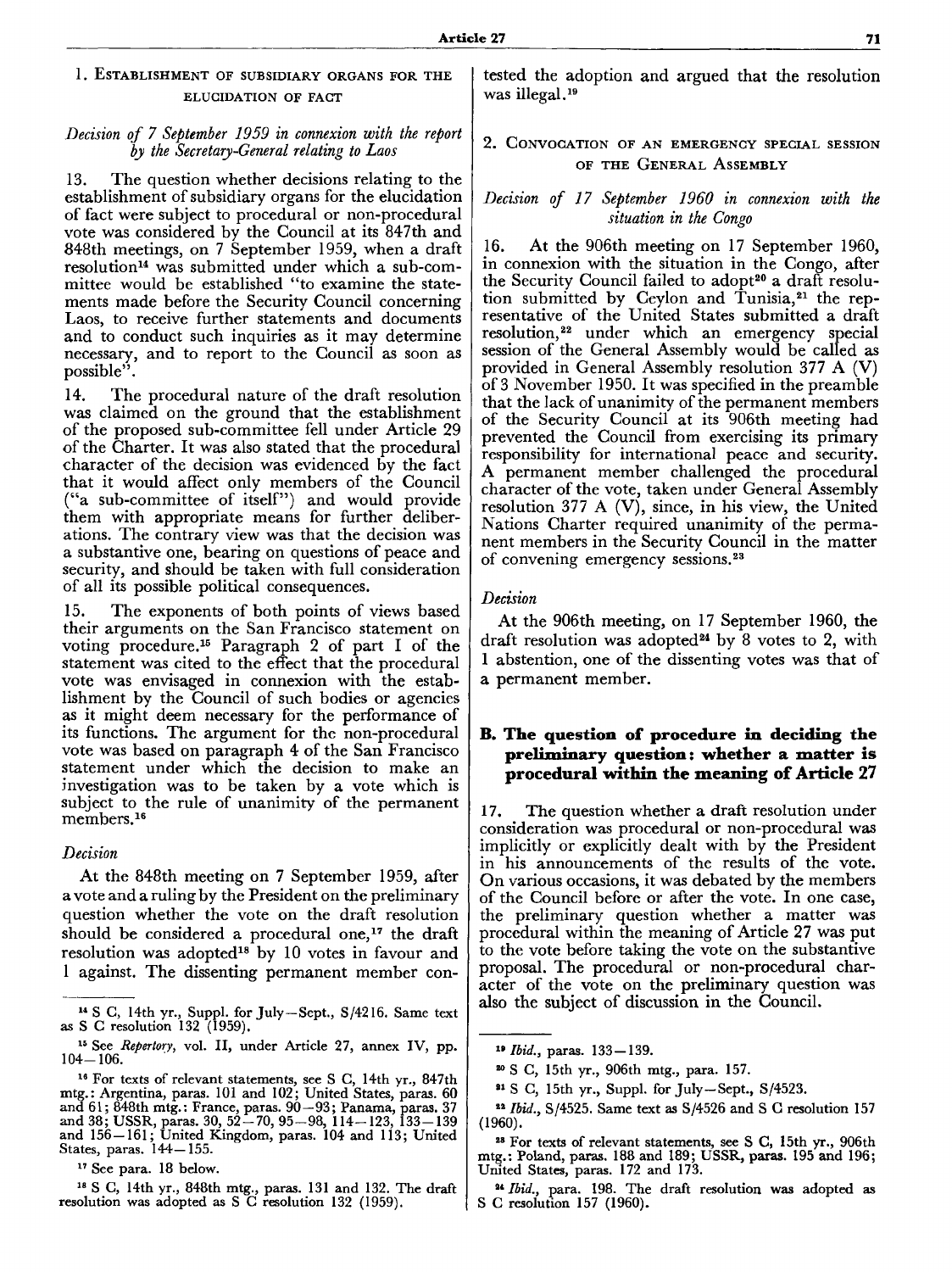### 1. Establishment of subsidiary organs for the elucidation of fact

*Decision of 7 September 1959 in connexion with the report by the Secretary-General relating to Laos*

13. The question whether decisions relating to the establishment of subsidiary organs for the elucidation of fact were subject to procedural or non-procedural vote was considered by the Council at its 847th and 848th meetings, on 7 September 1959, when a draft resolution[14] was submitted under which a sub-committee would be established "to examine the statements made before the Security Council concerning Laos, to receive further statements and documents and to conduct such inquiries as it may determine necessary, and to report to the Council as soon as possible".

14. The procedural nature of the draft resolution was claimed on the ground that the establishment of the proposed sub-committee fell under Article 29 of the Charter. It was also stated that the procedural character of the decision was evidenced by the fact that it would affect only members of the Council ("a sub-committee of itself") and would provide them with appropriate means for further deliberations. The contrary view was that the decision was a substantive one, bearing on questions of peace and security, and should be taken with full consideration of all its possible political consequences.

15. The exponents of both points of views based their arguments on the San Francisco statement on voting procedure.[15] Paragraph 2 of part I of the statement was cited to the effect that the procedural vote was envisaged in connexion with the establishment by the Council of such bodies or agencies as it might deem necessary for the performance of its functions. The argument for the non-procedural vote was based on paragraph 4 of the San Francisco statement under which the decision to make an investigation was to be taken by a vote which is subject to the rule of unanimity of the permanent members.[16]

*Decision*

At the 848th meeting on 7 September 1959, after a vote and a ruling by the President on the preliminary question whether the vote on the draft resolution should be considered a procedural one,[17] the draft resolution was adopted[18] by 10 votes in favour and 1 against. The dissenting permanent member contested the adoption and argued that the resolution was illegal.[19]

### 2. Convocation of an emergency special session of the General Assembly

*Decision of 17 September 1960 in connexion with the situation in the Congo*

16. At the 906th meeting on 17 September 1960, in connexion with the situation in the Congo, after the Security Council failed to adopt[20] a draft resolution submitted by Ceylon and Tunisia,[21] the representative of the United States submitted a draft resolution,[22] under which an emergency special session of the General Assembly would be called as provided in General Assembly resolution 377 A (V) of 3 November 1950. It was specified in the preamble that the lack of unanimity of the permanent members of the Security Council at its 906th meeting had prevented the Council from exercising its primary responsibility for international peace and security. A permanent member challenged the procedural character of the vote, taken under General Assembly resolution 377 A (V), since, in his view, the United Nations Charter required unanimity of the permanent members in the Security Council in the matter of convening emergency sessions.[23]

*Decision*

At the 906th meeting, on 17 September 1960, the draft resolution was adopted[24] by 8 votes to 2, with 1 abstention, one of the dissenting votes was that of a permanent member.

## B. The question of procedure in deciding the preliminary question: whether a matter is procedural within the meaning of Article 27

17. The question whether a draft resolution under consideration was procedural or non-procedural was implicitly or explicitly dealt with by the President in his announcements of the results of the vote. On various occasions, it was debated by the members of the Council before or after the vote. In one case, the preliminary question whether a matter was procedural within the meaning of Article 27 was put to the vote before taking the vote on the substantive proposal. The procedural or non-procedural character of the vote on the preliminary question was also the subject of discussion in the Council.

---

[14] S C, 14th yr., Suppl. for July—Sept., S/4216. Same text as S C resolution 132 (1959).

[15] See *Repertory*, vol. II, under Article 27, annex IV, pp. 104—106.

[16] For texts of relevant statements, see S C, 14th yr., 847th mtg.: Argentina, paras. 101 and 102; United States, paras. 60 and 61; 848th mtg.: France, paras. 90—93; Panama, paras. 37 and 38; USSR, paras. 30, 52—70, 95—98, 114—123, 133—139 and 156—161; United Kingdom, paras. 104 and 113; United States, paras. 144—155.

[17] See para. 18 below.

[18] S C, 14th yr., 848th mtg., paras. 131 and 132. The draft resolution was adopted as S C resolution 132 (1959).

[19] *Ibid.*, paras. 133—139.

[20] S C, 15th yr., 906th mtg., para. 157.

[21] S C, 15th yr., Suppl. for July—Sept., S/4523.

[22] *Ibid.*, S/4525. Same text as S/4526 and S C resolution 157 (1960).

[23] For texts of relevant statements, see S C, 15th yr., 906th mtg.: Poland, paras. 188 and 189; USSR, paras. 195 and 196; United States, paras. 172 and 173.

[24] *Ibid.*, para. 198. The draft resolution was adopted as S C resolution 157 (1960).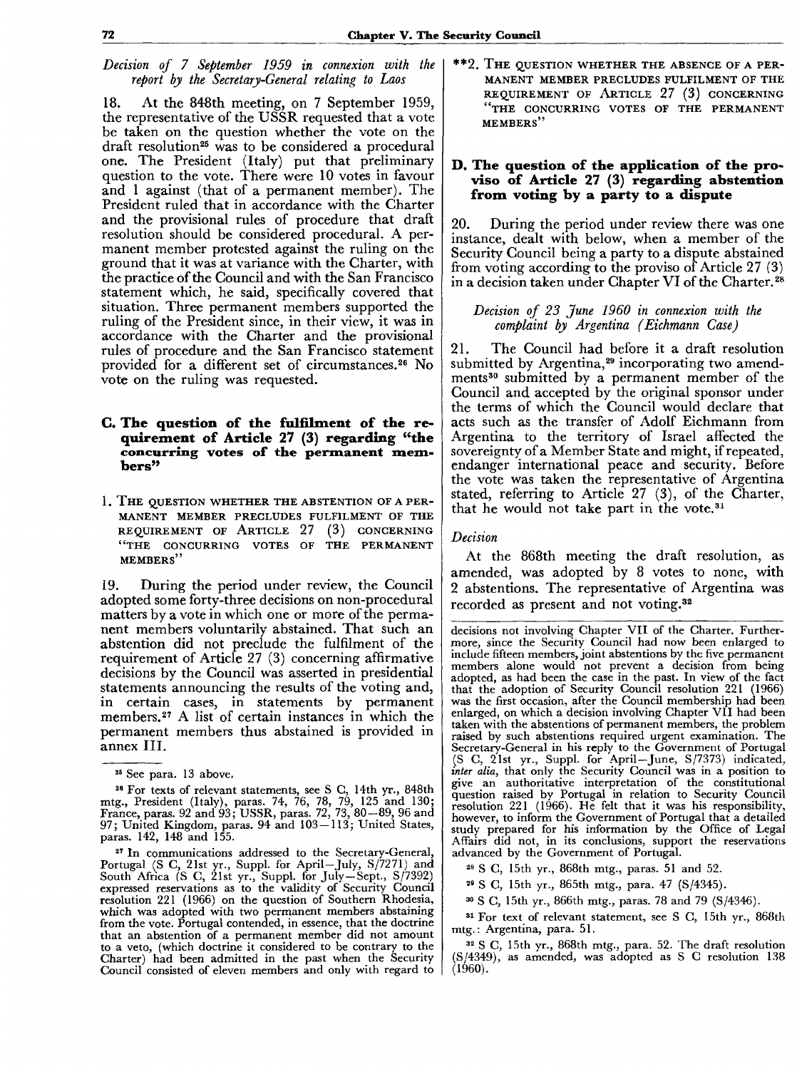*Decision of 7 September 1959 in connexion with the report by the Secretary-General relating to Laos*

18. At the 848th meeting, on 7 September 1959, the representative of the USSR requested that a vote be taken on the question whether the vote on the draft resolution[25] was to be considered a procedural one. The President (Italy) put that preliminary question to the vote. There were 10 votes in favour and 1 against (that of a permanent member). The President ruled that in accordance with the Charter and the provisional rules of procedure that draft resolution should be considered procedural. A permanent member protested against the ruling on the ground that it was at variance with the Charter, with the practice of the Council and with the San Francisco statement which, he said, specifically covered that situation. Three permanent members supported the ruling of the President since, in their view, it was in accordance with the Charter and the provisional rules of procedure and the San Francisco statement provided for a different set of circumstances.[26] No vote on the ruling was requested.

## C. The question of the fulfilment of the requirement of Article 27 (3) regarding "the concurring votes of the permanent members"

### 1. The question whether the abstention of a permanent member precludes fulfilment of the requirement of Article 27 (3) concerning "the concurring votes of the permanent members"

19. During the period under review, the Council adopted some forty-three decisions on non-procedural matters by a vote in which one or more of the permanent members voluntarily abstained. That such an abstention did not preclude the fulfilment of the requirement of Article 27 (3) concerning affirmative decisions by the Council was asserted in presidential statements announcing the results of the voting and, in certain cases, in statements by permanent members.[27] A list of certain instances in which the permanent members thus abstained is provided in annex III.

### **2. The question whether the absence of a permanent member precludes fulfilment of the requirement of Article 27 (3) concerning "the concurring votes of the permanent members"

## D. The question of the application of the proviso of Article 27 (3) regarding abstention from voting by a party to a dispute

20. During the period under review there was one instance, dealt with below, when a member of the Security Council being a party to a dispute abstained from voting according to the proviso of Article 27 (3) in a decision taken under Chapter VI of the Charter.[28]

*Decision of 23 June 1960 in connexion with the complaint by Argentina (Eichmann Case)*

21. The Council had before it a draft resolution submitted by Argentina,[29] incorporating two amendments[30] submitted by a permanent member of the Council and accepted by the original sponsor under the terms of which the Council would declare that acts such as the transfer of Adolf Eichmann from Argentina to the territory of Israel affected the sovereignty of a Member State and might, if repeated, endanger international peace and security. Before the vote was taken the representative of Argentina stated, referring to Article 27 (3), of the Charter, that he would not take part in the vote.[31]

*Decision*

At the 868th meeting the draft resolution, as amended, was adopted by 8 votes to none, with 2 abstentions. The representative of Argentina was recorded as present and not voting.[32]

---

[25] See para. 13 above.

[26] For texts of relevant statements, see S C, 14th yr., 848th mtg., President (Italy), paras. 74, 76, 78, 79, 125 and 130; France, paras. 92 and 93; USSR, paras. 72, 73, 80–89, 96 and 97; United Kingdom, paras. 94 and 103–113; United States, paras. 142, 148 and 155.

[27] In communications addressed to the Secretary-General, Portugal (S C, 21st yr., Suppl. for April–July, S/7271) and South Africa (S C, 21st yr., Suppl. for July–Sept., S/7392) expressed reservations as to the validity of Security Council resolution 221 (1966) on the question of Southern Rhodesia, which was adopted with two permanent members abstaining from the vote. Portugal contended, in essence, that the doctrine that an abstention of a permanent member did not amount to a veto, (which doctrine it considered to be contrary to the Charter) had been admitted in the past when the Security Council consisted of eleven members and only with regard to decisions not involving Chapter VII of the Charter. Furthermore, since the Security Council had now been enlarged to include fifteen members, joint abstentions by the five permanent members alone would not prevent a decision from being adopted, as had been the case in the past. In view of the fact that the adoption of Security Council resolution 221 (1966) was the first occasion, after the Council membership had been enlarged, on which a decision involving Chapter VII had been taken with the abstentions of permanent members, the problem raised by such abstentions required urgent examination. The Secretary-General in his reply to the Government of Portugal (S C, 21st yr., Suppl. for April–June, S/7373) indicated, *inter alia*, that only the Security Council was in a position to give an authoritative interpretation of the constitutional question raised by Portugal in relation to Security Council resolution 221 (1966). He felt that it was his responsibility, however, to inform the Government of Portugal that a detailed study prepared for his information by the Office of Legal Affairs did not, in its conclusions, support the reservations advanced by the Government of Portugal.

[28] S C, 15th yr., 868th mtg., paras. 51 and 52.

[29] S C, 15th yr., 865th mtg., para. 47 (S/4345).

[30] S C, 15th yr., 866th mtg., paras. 78 and 79 (S/4346).

[31] For text of relevant statement, see S C, 15th yr., 868th mtg.: Argentina, para. 51.

[32] S C, 15th yr., 868th mtg., para. 52. The draft resolution (S/4349), as amended, was adopted as S C resolution 138 (1960).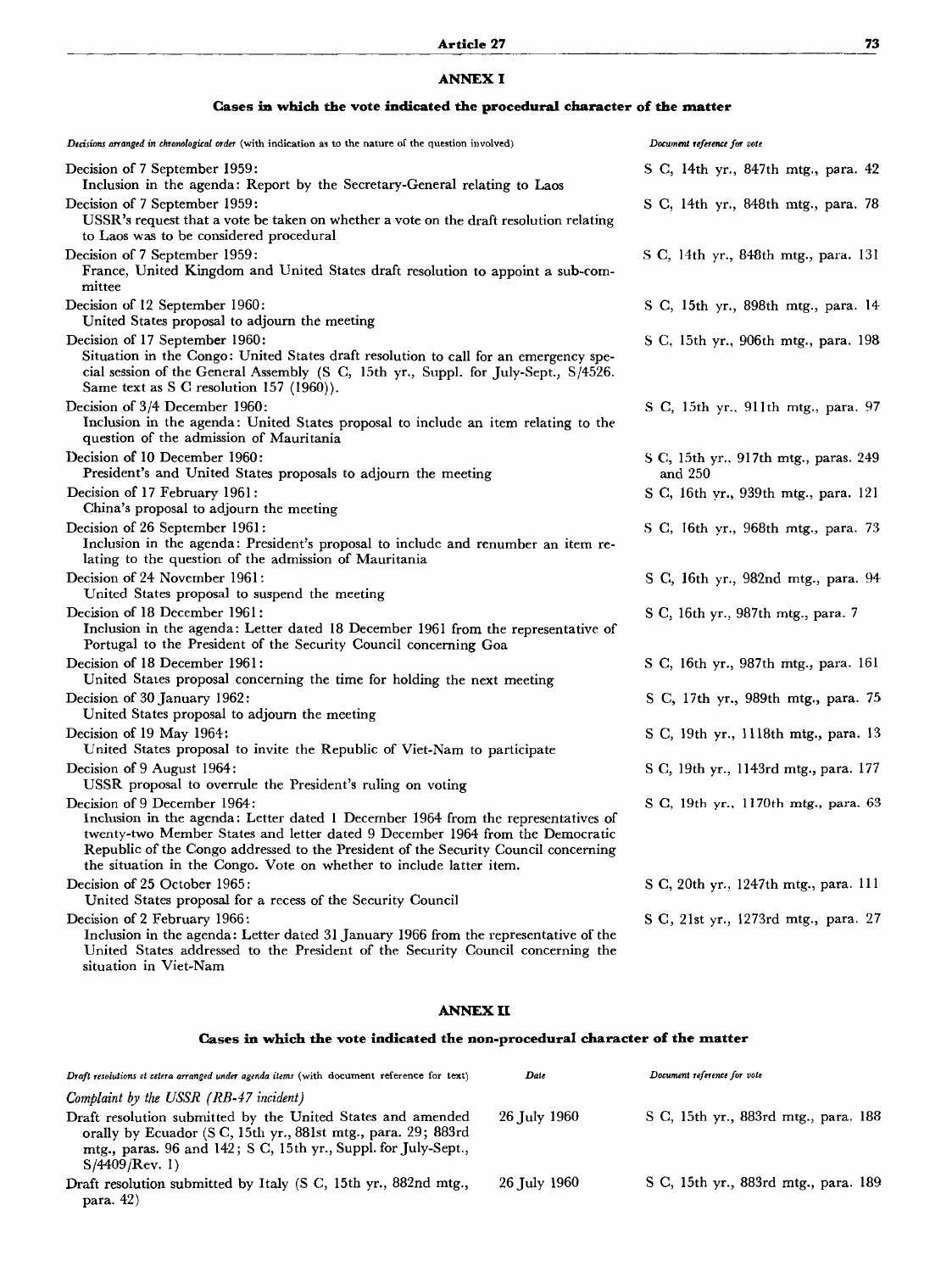## ANNEX I

### Cases in which the vote indicated the procedural character of the matter

| *Decisions arranged in chronological order* (with indication as to the nature of the question involved) | *Document reference for vote* |
|---|---|
| Decision of 7 September 1959: Inclusion in the agenda: Report by the Secretary-General relating to Laos | S C, 14th yr., 847th mtg., para. 42 |
| Decision of 7 September 1959: USSR's request that a vote be taken on whether a vote on the draft resolution relating to Laos was to be considered procedural | S C, 14th yr., 848th mtg., para. 78 |
| Decision of 7 September 1959: France, United Kingdom and United States draft resolution to appoint a sub-committee | S C, 14th yr., 848th mtg., para. 131 |
| Decision of 12 September 1960: United States proposal to adjourn the meeting | S C, 15th yr., 898th mtg., para. 14 |
| Decision of 17 September 1960: Situation in the Congo: United States draft resolution to call for an emergency special session of the General Assembly (S C, 15th yr., Suppl. for July-Sept., S/4526. Same text as S C resolution 157 (1960)). | S C, 15th yr., 906th mtg., para. 198 |
| Decision of 3/4 December 1960: Inclusion in the agenda: United States proposal to include an item relating to the question of the admission of Mauritania | S C, 15th yr., 911th mtg., para. 97 |
| Decision of 10 December 1960: President's and United States proposals to adjourn the meeting | S C, 15th yr., 917th mtg., paras. 249 and 250 |
| Decision of 17 February 1961: China's proposal to adjourn the meeting | S C, 16th yr., 939th mtg., para. 121 |
| Decision of 26 September 1961: Inclusion in the agenda: President's proposal to include and renumber an item relating to the question of the admission of Mauritania | S C, 16th yr., 968th mtg., para. 73 |
| Decision of 24 November 1961: United States proposal to suspend the meeting | S C, 16th yr., 982nd mtg., para. 94 |
| Decision of 18 December 1961: Inclusion in the agenda: Letter dated 18 December 1961 from the representative of Portugal to the President of the Security Council concerning Goa | S C, 16th yr., 987th mtg., para. 7 |
| Decision of 18 December 1961: United States proposal concerning the time for holding the next meeting | S C, 16th yr., 987th mtg., para. 161 |
| Decision of 30 January 1962: United States proposal to adjourn the meeting | S C, 17th yr., 989th mtg., para. 75 |
| Decision of 19 May 1964: United States proposal to invite the Republic of Viet-Nam to participate | S C, 19th yr., 1118th mtg., para. 13 |
| Decision of 9 August 1964: USSR proposal to overrule the President's ruling on voting | S C, 19th yr., 1143rd mtg., para. 177 |
| Decision of 9 December 1964: Inclusion in the agenda: Letter dated 1 December 1964 from the representatives of twenty-two Member States and letter dated 9 December 1964 from the Democratic Republic of the Congo addressed to the President of the Security Council concerning the situation in the Congo. Vote on whether to include latter item. | S C, 19th yr., 1170th mtg., para. 63 |
| Decision of 25 October 1965: United States proposal for a recess of the Security Council | S C, 20th yr., 1247th mtg., para. 111 |
| Decision of 2 February 1966: Inclusion in the agenda: Letter dated 31 January 1966 from the representative of the United States addressed to the President of the Security Council concerning the situation in Viet-Nam | S C, 21st yr., 1273rd mtg., para. 27 |

## ANNEX II

### Cases in which the vote indicated the non-procedural character of the matter

| *Draft resolutions et cetera arranged under agenda items* (with document reference for text) | *Date* | *Document reference for vote* |
|---|---|---|
| *Complaint by the USSR (RB-47 incident)* | | |
| Draft resolution submitted by the United States and amended orally by Ecuador (S C, 15th yr., 881st mtg., para. 29; 883rd mtg., paras. 96 and 142; S C, 15th yr., Suppl. for July-Sept., S/4409/Rev. 1) | 26 July 1960 | S C, 15th yr., 883rd mtg., para. 188 |
| Draft resolution submitted by Italy (S C, 15th yr., 882nd mtg., para. 42) | 26 July 1960 | S C, 15th yr., 883rd mtg., para. 189 |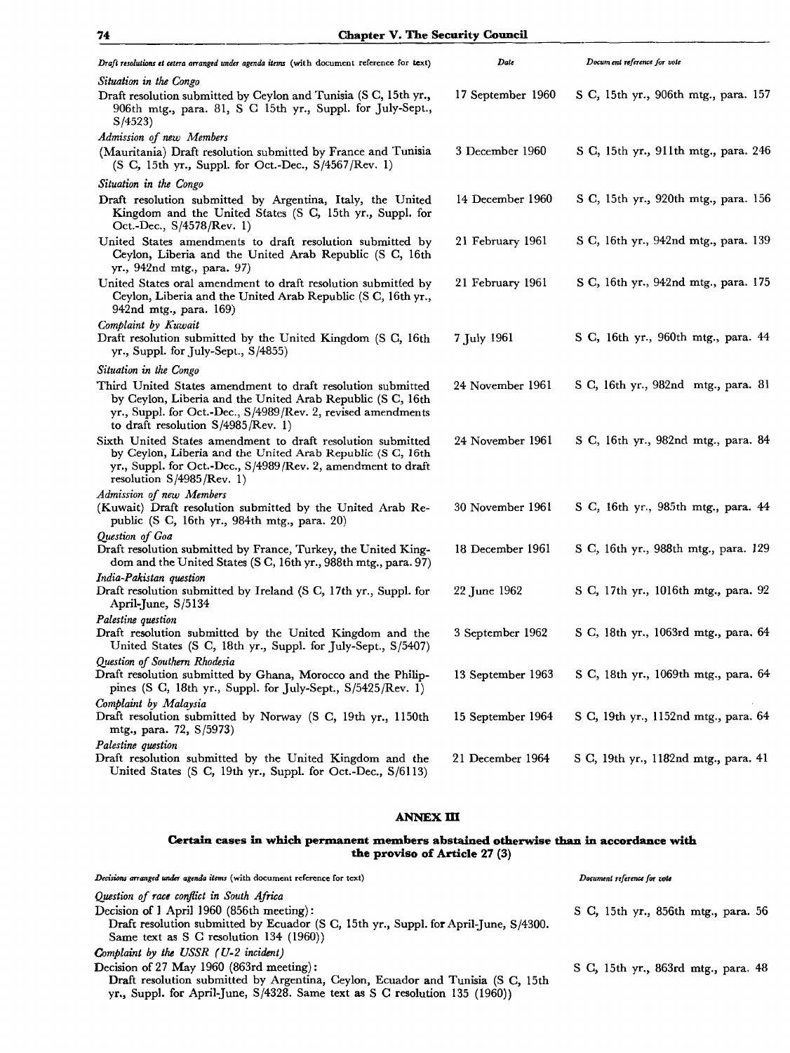| Draft resolutions et cetera arranged under agenda items (with document reference for text) | Date | Document reference for vote |
|---|---|---|
| *Situation in the Congo* | | |
| Draft resolution submitted by Ceylon and Tunisia (S C, 15th yr., 906th mtg., para. 81, S C 15th yr., Suppl. for July-Sept., S/4523) | 17 September 1960 | S C, 15th yr., 906th mtg., para. 157 |
| *Admission of new Members* | | |
| (Mauritania) Draft resolution submitted by France and Tunisia (S C, 15th yr., Suppl. for Oct.-Dec., S/4567/Rev. 1) | 3 December 1960 | S C, 15th yr., 911th mtg., para. 246 |
| *Situation in the Congo* | | |
| Draft resolution submitted by Argentina, Italy, the United Kingdom and the United States (S C, 15th yr., Suppl. for Oct.-Dec., S/4578/Rev. 1) | 14 December 1960 | S C, 15th yr., 920th mtg., para. 156 |
| United States amendments to draft resolution submitted by Ceylon, Liberia and the United Arab Republic (S C, 16th yr., 942nd mtg., para. 97) | 21 February 1961 | S C, 16th yr., 942nd mtg., para. 139 |
| United States oral amendment to draft resolution submitted by Ceylon, Liberia and the United Arab Republic (S C, 16th yr., 942nd mtg., para. 169) | 21 February 1961 | S C, 16th yr., 942nd mtg., para. 175 |
| *Complaint by Kuwait* | | |
| Draft resolution submitted by the United Kingdom (S C, 16th yr., Suppl. for July-Sept., S/4855) | 7 July 1961 | S C, 16th yr., 960th mtg., para. 44 |
| *Situation in the Congo* | | |
| Third United States amendment to draft resolution submitted by Ceylon, Liberia and the United Arab Republic (S C, 16th yr., Suppl. for Oct.-Dec., S/4989/Rev. 2, revised amendments to draft resolution S/4985/Rev. 1) | 24 November 1961 | S C, 16th yr., 982nd mtg., para. 81 |
| Sixth United States amendment to draft resolution submitted by Ceylon, Liberia and the United Arab Republic (S C, 16th yr., Suppl. for Oct.-Dec., S/4989/Rev. 2, amendment to draft resolution S/4985/Rev. 1) | 24 November 1961 | S C, 16th yr., 982nd mtg., para. 84 |
| *Admission of new Members* | | |
| (Kuwait) Draft resolution submitted by the United Arab Republic (S C, 16th yr., 984th mtg., para. 20) | 30 November 1961 | S C, 16th yr., 985th mtg., para. 44 |
| *Question of Goa* | | |
| Draft resolution submitted by France, Turkey, the United Kingdom and the United States (S C, 16th yr., 988th mtg., para. 97) | 18 December 1961 | S C, 16th yr., 988th mtg., para. 129 |
| *India-Pakistan question* | | |
| Draft resolution submitted by Ireland (S C, 17th yr., Suppl. for April-June, S/5134 | 22 June 1962 | S C, 17th yr., 1016th mtg., para. 92 |
| *Palestine question* | | |
| Draft resolution submitted by the United Kingdom and the United States (S C, 18th yr., Suppl. for July-Sept., S/5407) | 3 September 1962 | S C, 18th yr., 1063rd mtg., para. 64 |
| *Question of Southern Rhodesia* | | |
| Draft resolution submitted by Ghana, Morocco and the Philippines (S C, 18th yr., Suppl. for July-Sept., S/5425/Rev. 1) | 13 September 1963 | S C, 18th yr., 1069th mtg., para. 64 |
| *Complaint by Malaysia* | | |
| Draft resolution submitted by Norway (S C, 19th yr., 1150th mtg., para. 72, S/5973) | 15 September 1964 | S C, 19th yr., 1152nd mtg., para. 64 |
| *Palestine question* | | |
| Draft resolution submitted by the United Kingdom and the United States (S C, 19th yr., Suppl. for Oct.-Dec., S/6113) | 21 December 1964 | S C, 19th yr., 1182nd mtg., para. 41 |

## ANNEX III

### Certain cases in which permanent members abstained otherwise than in accordance with the proviso of Article 27 (3)

| Decisions arranged under agenda items (with document reference for text) | Document reference for vote |
|---|---|
| *Question of race conflict in South Africa* | |
| Decision of 1 April 1960 (856th meeting): Draft resolution submitted by Ecuador (S C, 15th yr., Suppl. for April-June, S/4300. Same text as S C resolution 134 (1960)) | S C, 15th yr., 856th mtg., para. 56 |
| *Complaint by the USSR (U-2 incident)* | |
| Decision of 27 May 1960 (863rd meeting): Draft resolution submitted by Argentina, Ceylon, Ecuador and Tunisia (S C, 15th yr., Suppl. for April-June, S/4328. Same text as S C resolution 135 (1960)) | S C, 15th yr., 863rd mtg., para. 48 |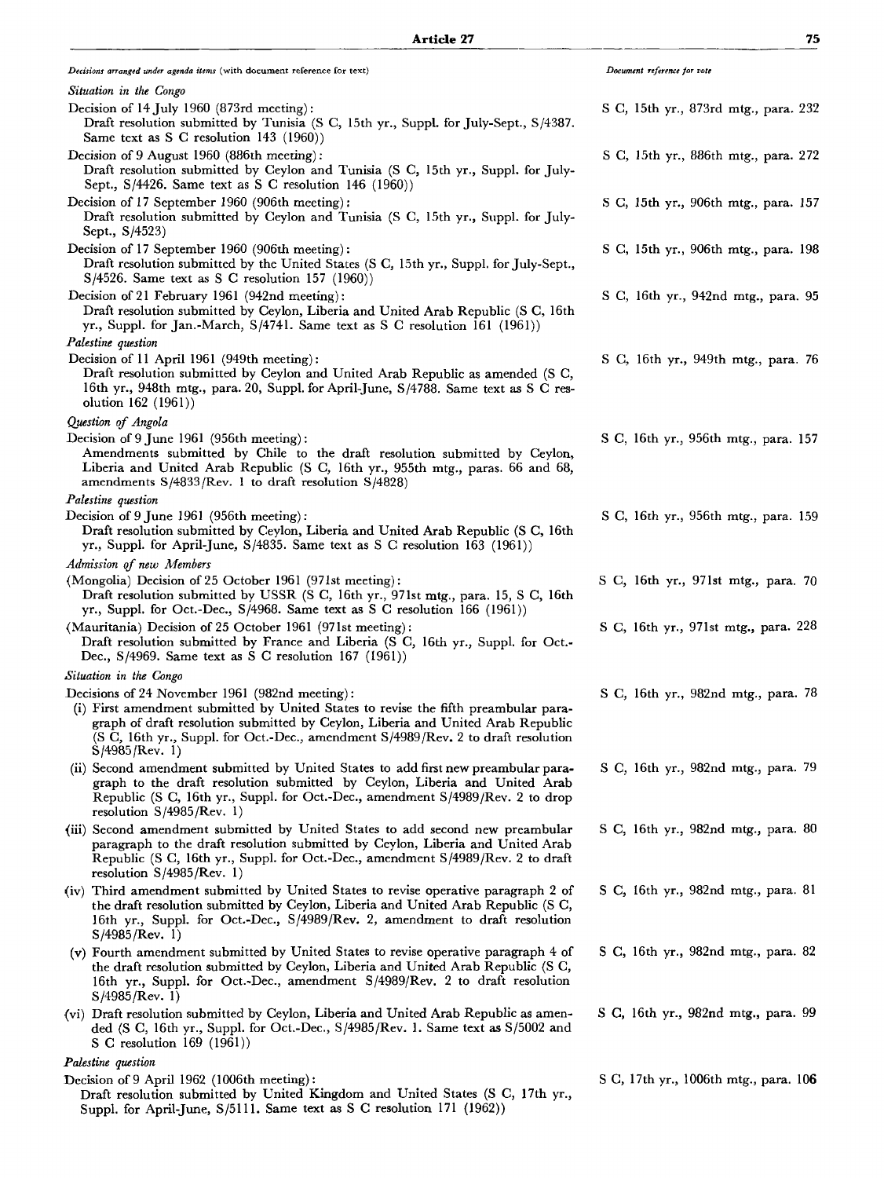| *Decisions arranged under agenda items* (with document reference for text) | *Document reference for vote* |
|---|---|
| *Situation in the Congo* | |
| Decision of 14 July 1960 (873rd meeting): Draft resolution submitted by Tunisia (S C, 15th yr., Suppl. for July-Sept., S/4387. Same text as S C resolution 143 (1960)) | S C, 15th yr., 873rd mtg., para. 232 |
| Decision of 9 August 1960 (886th meeting): Draft resolution submitted by Ceylon and Tunisia (S C, 15th yr., Suppl. for July-Sept., S/4426. Same text as S C resolution 146 (1960)) | S C, 15th yr., 886th mtg., para. 272 |
| Decision of 17 September 1960 (906th meeting): Draft resolution submitted by Ceylon and Tunisia (S C, 15th yr., Suppl. for July-Sept., S/4523) | S C, 15th yr., 906th mtg., para. 157 |
| Decision of 17 September 1960 (906th meeting): Draft resolution submitted by the United States (S C, 15th yr., Suppl. for July-Sept., S/4526. Same text as S C resolution 157 (1960)) | S C, 15th yr., 906th mtg., para. 198 |
| Decision of 21 February 1961 (942nd meeting): Draft resolution submitted by Ceylon, Liberia and United Arab Republic (S C, 16th yr., Suppl. for Jan.-March, S/4741. Same text as S C resolution 161 (1961)) | S C, 16th yr., 942nd mtg., para. 95 |
| *Palestine question* | |
| Decision of 11 April 1961 (949th meeting): Draft resolution submitted by Ceylon and United Arab Republic as amended (S C, 16th yr., 948th mtg., para. 20, Suppl. for April-June, S/4788. Same text as S C resolution 162 (1961)) | S C, 16th yr., 949th mtg., para. 76 |
| *Question of Angola* | |
| Decision of 9 June 1961 (956th meeting): Amendments submitted by Chile to the draft resolution submitted by Ceylon, Liberia and United Arab Republic (S C, 16th yr., 955th mtg., paras. 66 and 68, amendments S/4833/Rev. 1 to draft resolution S/4828) | S C, 16th yr., 956th mtg., para. 157 |
| *Palestine question* | |
| Decision of 9 June 1961 (956th meeting): Draft resolution submitted by Ceylon, Liberia and United Arab Republic (S C, 16th yr., Suppl. for April-June, S/4835. Same text as S C resolution 163 (1961)) | S C, 16th yr., 956th mtg., para. 159 |
| *Admission of new Members* | |
| (Mongolia) Decision of 25 October 1961 (971st meeting): Draft resolution submitted by USSR (S C, 16th yr., 971st mtg., para. 15, S C, 16th yr., Suppl. for Oct.-Dec., S/4968. Same text as S C resolution 166 (1961)) | S C, 16th yr., 971st mtg., para. 70 |
| (Mauritania) Decision of 25 October 1961 (971st meeting): Draft resolution submitted by France and Liberia (S C, 16th yr., Suppl. for Oct.-Dec., S/4969. Same text as S C resolution 167 (1961)) | S C, 16th yr., 971st mtg., para. 228 |
| *Situation in the Congo* | |
| Decisions of 24 November 1961 (982nd meeting): (i) First amendment submitted by United States to revise the fifth preambular paragraph of draft resolution submitted by Ceylon, Liberia and United Arab Republic (S C, 16th yr., Suppl. for Oct.-Dec., amendment S/4989/Rev. 2 to draft resolution S/4985/Rev. 1) | S C, 16th yr., 982nd mtg., para. 78 |
| (ii) Second amendment submitted by United States to add first new preambular paragraph to the draft resolution submitted by Ceylon, Liberia and United Arab Republic (S C, 16th yr., Suppl. for Oct.-Dec., amendment S/4989/Rev. 2 to drop resolution S/4985/Rev. 1) | S C, 16th yr., 982nd mtg., para. 79 |
| (iii) Second amendment submitted by United States to add second new preambular paragraph to the draft resolution submitted by Ceylon, Liberia and United Arab Republic (S C, 16th yr., Suppl. for Oct.-Dec., amendment S/4989/Rev. 2 to draft resolution S/4985/Rev. 1) | S C, 16th yr., 982nd mtg., para. 80 |
| (iv) Third amendment submitted by United States to revise operative paragraph 2 of the draft resolution submitted by Ceylon, Liberia and United Arab Republic (S C, 16th yr., Suppl. for Oct.-Dec., S/4989/Rev. 2, amendment to draft resolution S/4985/Rev. 1) | S C, 16th yr., 982nd mtg., para. 81 |
| (v) Fourth amendment submitted by United States to revise operative paragraph 4 of the draft resolution submitted by Ceylon, Liberia and United Arab Republic (S C, 16th yr., Suppl. for Oct.-Dec., amendment S/4989/Rev. 2 to draft resolution S/4985/Rev. 1) | S C, 16th yr., 982nd mtg., para. 82 |
| (vi) Draft resolution submitted by Ceylon, Liberia and United Arab Republic as amended (S C, 16th yr., Suppl. for Oct.-Dec., S/4985/Rev. 1. Same text as S/5002 and S C resolution 169 (1961)) | S C, 16th yr., 982nd mtg., para. 99 |
| *Palestine question* | |
| Decision of 9 April 1962 (1006th meeting): Draft resolution submitted by United Kingdom and United States (S C, 17th yr., Suppl. for April-June, S/5111. Same text as S C resolution 171 (1962)) | S C, 17th yr., 1006th mtg., para. 106 |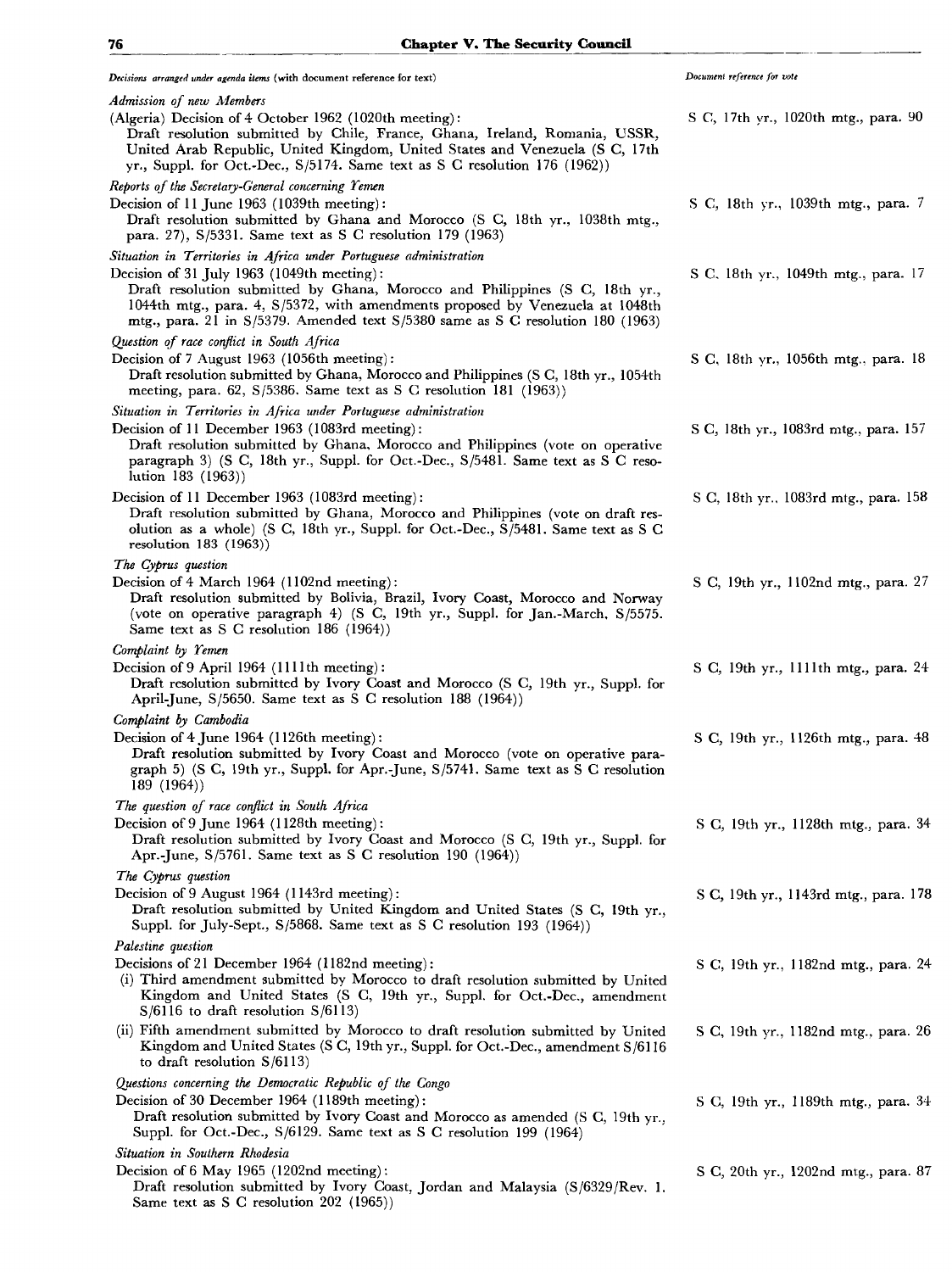| *Decisions arranged under agenda items* (with document reference for text) | *Document reference for vote* |
|---|---|
| *Admission of new Members* | |
| (Algeria) Decision of 4 October 1962 (1020th meeting): Draft resolution submitted by Chile, France, Ghana, Ireland, Romania, USSR, United Arab Republic, United Kingdom, United States and Venezuela (S C, 17th yr., Suppl. for Oct.-Dec., S/5174. Same text as S C resolution 176 (1962)) | S C, 17th yr., 1020th mtg., para. 90 |
| *Reports of the Secretary-General concerning Yemen* | |
| Decision of 11 June 1963 (1039th meeting): Draft resolution submitted by Ghana and Morocco (S C, 18th yr., 1038th mtg., para. 27), S/5331. Same text as S C resolution 179 (1963) | S C, 18th yr., 1039th mtg., para. 7 |
| *Situation in Territories in Africa under Portuguese administration* | |
| Decision of 31 July 1963 (1049th meeting): Draft resolution submitted by Ghana, Morocco and Philippines (S C, 18th yr., 1044th mtg., para. 4, S/5372, with amendments proposed by Venezuela at 1048th mtg., para. 21 in S/5379. Amended text S/5380 same as S C resolution 180 (1963) | S C, 18th yr., 1049th mtg., para. 17 |
| *Question of race conflict in South Africa* | |
| Decision of 7 August 1963 (1056th meeting): Draft resolution submitted by Ghana, Morocco and Philippines (S C, 18th yr., 1054th meeting, para. 62, S/5386. Same text as S C resolution 181 (1963)) | S C, 18th yr., 1056th mtg., para. 18 |
| *Situation in Territories in Africa under Portuguese administration* | |
| Decision of 11 December 1963 (1083rd meeting): Draft resolution submitted by Ghana, Morocco and Philippines (vote on operative paragraph 3) (S C, 18th yr., Suppl. for Oct.-Dec., S/5481. Same text as S C resolution 183 (1963)) | S C, 18th yr., 1083rd mtg., para. 157 |
| Decision of 11 December 1963 (1083rd meeting): Draft resolution submitted by Ghana, Morocco and Philippines (vote on draft resolution as a whole) (S C, 18th yr., Suppl. for Oct.-Dec., S/5481. Same text as S C resolution 183 (1963)) | S C, 18th yr., 1083rd mtg., para. 158 |
| *The Cyprus question* | |
| Decision of 4 March 1964 (1102nd meeting): Draft resolution submitted by Bolivia, Brazil, Ivory Coast, Morocco and Norway (vote on operative paragraph 4) (S C, 19th yr., Suppl. for Jan.-March, S/5575. Same text as S C resolution 186 (1964)) | S C, 19th yr., 1102nd mtg., para. 27 |
| *Complaint by Yemen* | |
| Decision of 9 April 1964 (1111th meeting): Draft resolution submitted by Ivory Coast and Morocco (S C, 19th yr., Suppl. for April-June, S/5650. Same text as S C resolution 188 (1964)) | S C, 19th yr., 1111th mtg., para. 24 |
| *Complaint by Cambodia* | |
| Decision of 4 June 1964 (1126th meeting): Draft resolution submitted by Ivory Coast and Morocco (vote on operative paragraph 5) (S C, 19th yr., Suppl. for Apr.-June, S/5741. Same text as S C resolution 189 (1964)) | S C, 19th yr., 1126th mtg., para. 48 |
| *The question of race conflict in South Africa* | |
| Decision of 9 June 1964 (1128th meeting): Draft resolution submitted by Ivory Coast and Morocco (S C, 19th yr., Suppl. for Apr.-June, S/5761. Same text as S C resolution 190 (1964)) | S C, 19th yr., 1128th mtg., para. 34 |
| *The Cyprus question* | |
| Decision of 9 August 1964 (1143rd meeting): Draft resolution submitted by United Kingdom and United States (S C, 19th yr., Suppl. for July-Sept., S/5868. Same text as S C resolution 193 (1964)) | S C, 19th yr., 1143rd mtg., para. 178 |
| *Palestine question* | |
| Decisions of 21 December 1964 (1182nd meeting): | |
| (i) Third amendment submitted by Morocco to draft resolution submitted by United Kingdom and United States (S C, 19th yr., Suppl. for Oct.-Dec., amendment S/6116 to draft resolution S/6113) | S C, 19th yr., 1182nd mtg., para. 24 |
| (ii) Fifth amendment submitted by Morocco to draft resolution submitted by United Kingdom and United States (S C, 19th yr., Suppl. for Oct.-Dec., amendment S/6116 to draft resolution S/6113) | S C, 19th yr., 1182nd mtg., para. 26 |
| *Questions concerning the Democratic Republic of the Congo* | |
| Decision of 30 December 1964 (1189th meeting): Draft resolution submitted by Ivory Coast and Morocco as amended (S C, 19th yr., Suppl. for Oct.-Dec., S/6129. Same text as S C resolution 199 (1964) | S C, 19th yr., 1189th mtg., para. 34 |
| *Situation in Southern Rhodesia* | |
| Decision of 6 May 1965 (1202nd meeting): Draft resolution submitted by Ivory Coast, Jordan and Malaysia (S/6329/Rev. 1. Same text as S C resolution 202 (1965)) | S C, 20th yr., 1202nd mtg., para. 87 |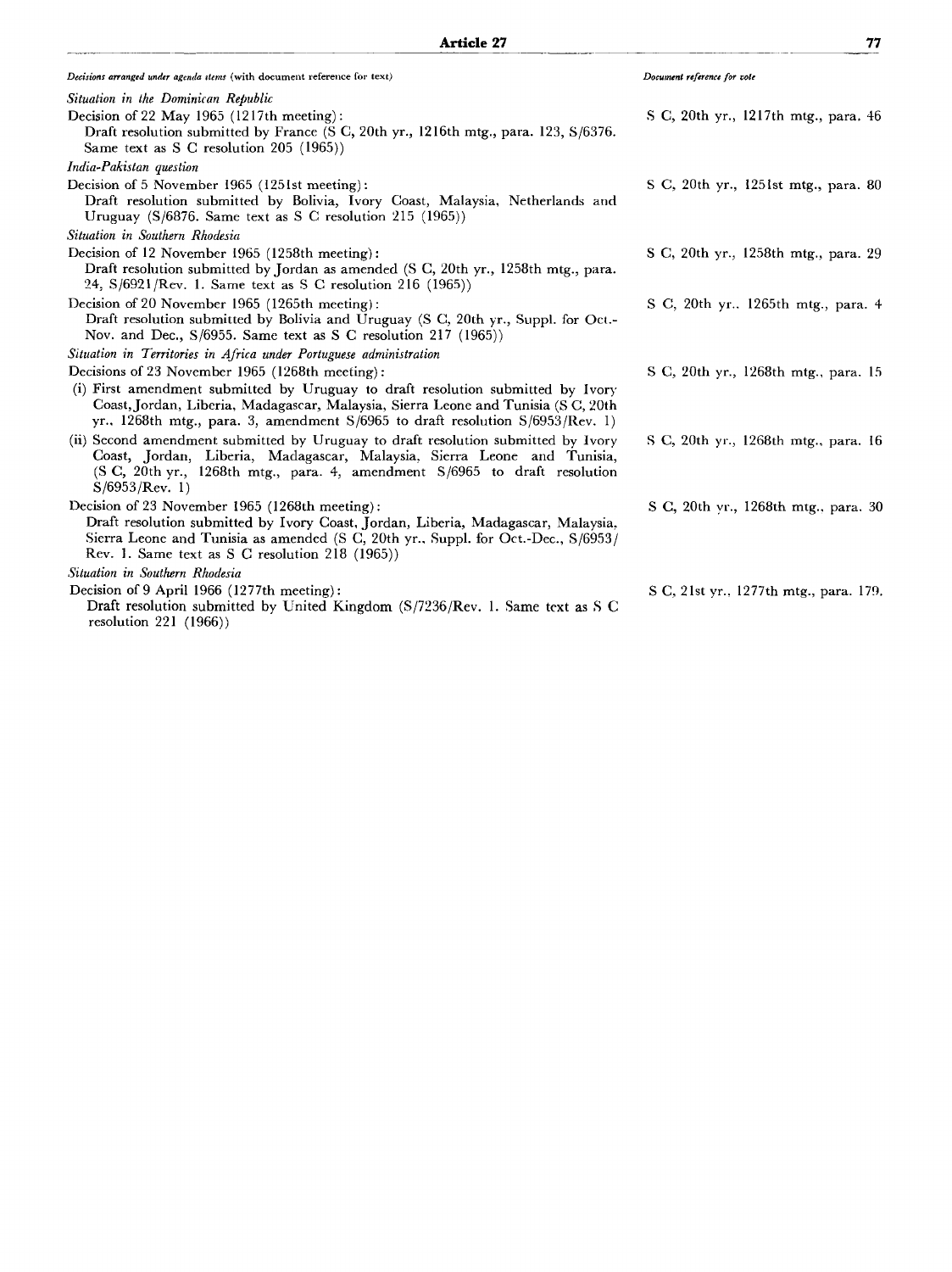| *Decisions arranged under agenda items* (with document reference for text) | *Document reference for vote* |
|---|---|
| *Situation in the Dominican Republic* | |
| Decision of 22 May 1965 (1217th meeting): Draft resolution submitted by France (S C, 20th yr., 1216th mtg., para. 123, S/6376. Same text as S C resolution 205 (1965)) | S C, 20th yr., 1217th mtg., para. 46 |
| *India-Pakistan question* | |
| Decision of 5 November 1965 (1251st meeting): Draft resolution submitted by Bolivia, Ivory Coast, Malaysia, Netherlands and Uruguay (S/6876. Same text as S C resolution 215 (1965)) | S C, 20th yr., 1251st mtg., para. 80 |
| *Situation in Southern Rhodesia* | |
| Decision of 12 November 1965 (1258th meeting): Draft resolution submitted by Jordan as amended (S C, 20th yr., 1258th mtg., para. 24, S/6921/Rev. 1. Same text as S C resolution 216 (1965)) | S C, 20th yr., 1258th mtg., para. 29 |
| Decision of 20 November 1965 (1265th meeting): Draft resolution submitted by Bolivia and Uruguay (S C, 20th yr., Suppl. for Oct.-Nov. and Dec., S/6955. Same text as S C resolution 217 (1965)) | S C, 20th yr., 1265th mtg., para. 4 |
| *Situation in Territories in Africa under Portuguese administration* | |
| Decisions of 23 November 1965 (1268th meeting): | |
| (i) First amendment submitted by Uruguay to draft resolution submitted by Ivory Coast, Jordan, Liberia, Madagascar, Malaysia, Sierra Leone and Tunisia (S C, 20th yr., 1268th mtg., para. 3, amendment S/6965 to draft resolution S/6953/Rev. 1) | S C, 20th yr., 1268th mtg., para. 15 |
| (ii) Second amendment submitted by Uruguay to draft resolution submitted by Ivory Coast, Jordan, Liberia, Madagascar, Malaysia, Sierra Leone and Tunisia, (S C, 20th yr., 1268th mtg., para. 4, amendment S/6965 to draft resolution S/6953/Rev. 1) | S C, 20th yr., 1268th mtg., para. 16 |
| Decision of 23 November 1965 (1268th meeting): Draft resolution submitted by Ivory Coast, Jordan, Liberia, Madagascar, Malaysia, Sierra Leone and Tunisia as amended (S C, 20th yr., Suppl. for Oct.-Dec., S/6953/Rev. 1. Same text as S C resolution 218 (1965)) | S C, 20th yr., 1268th mtg., para. 30 |
| *Situation in Southern Rhodesia* | |
| Decision of 9 April 1966 (1277th meeting): Draft resolution submitted by United Kingdom (S/7236/Rev. 1. Same text as S C resolution 221 (1966)) | S C, 21st yr., 1277th mtg., para. 179. |